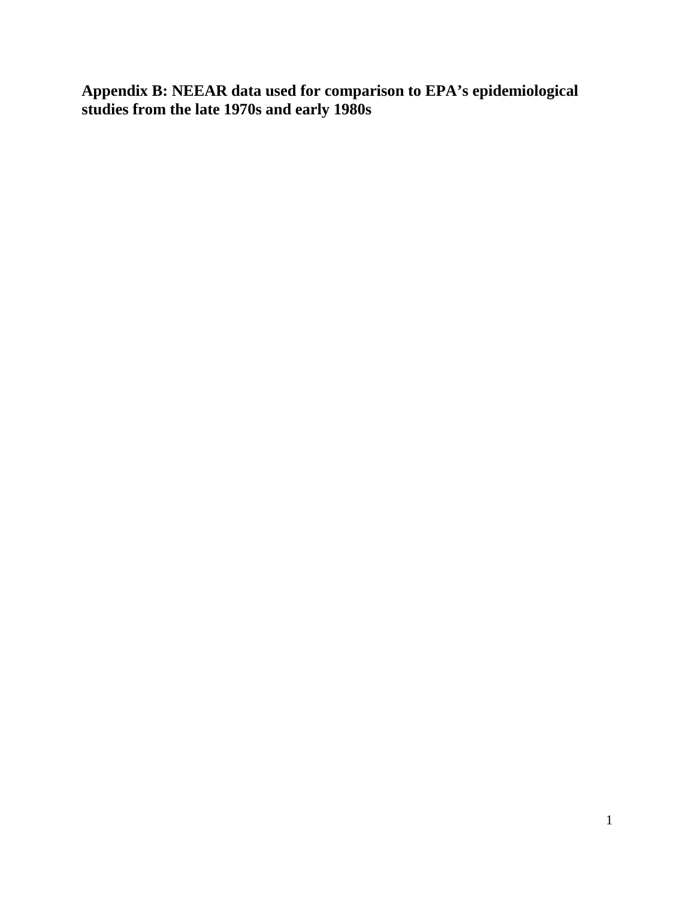# Appendix B: NEEAR data used for comparison to EPA's epidemiological studies from the late 1970s and early 1980s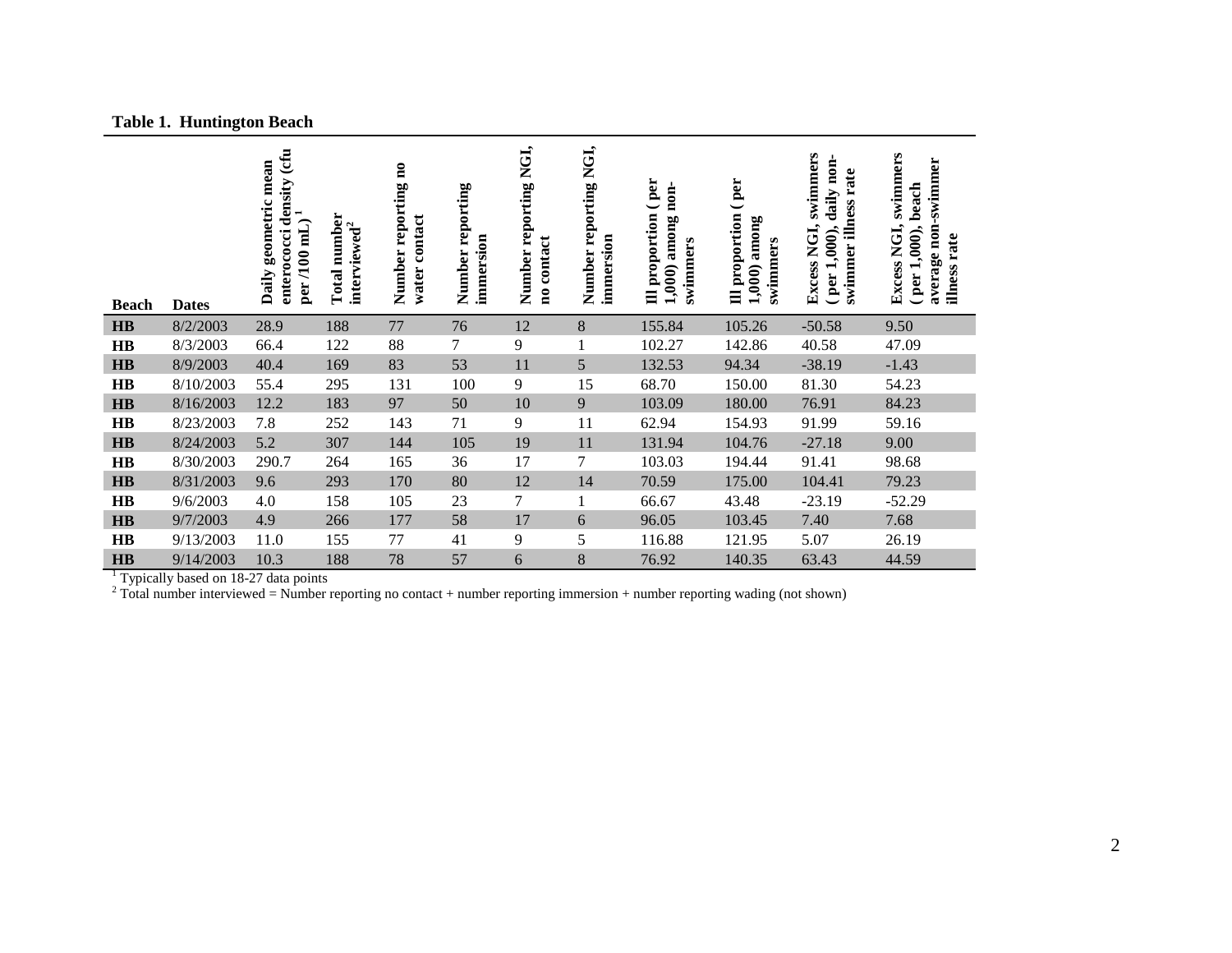**Table 1. Huntington Beach**

| Beach | Dates | Daily geometric mean enterococci density (cfu per /100 mL)[1] | Total number interviewed[2] | Number reporting no water contact | Number reporting immersion | Number reporting NGI, no contact | Number reporting NGI, immersion | Ill proportion ( per 1,000) among non-swimmers | Ill proportion ( per 1,000) among swimmers | Excess NGI, swimmers ( per 1,000), daily non-swimmer illness rate | Excess NGI, swimmers ( per 1,000), beach average non-swimmer illness rate |
|---|---|---|---|---|---|---|---|---|---|---|---|
| **HB** | 8/2/2003 | 28.9 | 188 | 77 | 76 | 12 | 8 | 155.84 | 105.26 | -50.58 | 9.50 |
| **HB** | 8/3/2003 | 66.4 | 122 | 88 | 7 | 9 | 1 | 102.27 | 142.86 | 40.58 | 47.09 |
| **HB** | 8/9/2003 | 40.4 | 169 | 83 | 53 | 11 | 5 | 132.53 | 94.34 | -38.19 | -1.43 |
| **HB** | 8/10/2003 | 55.4 | 295 | 131 | 100 | 9 | 15 | 68.70 | 150.00 | 81.30 | 54.23 |
| **HB** | 8/16/2003 | 12.2 | 183 | 97 | 50 | 10 | 9 | 103.09 | 180.00 | 76.91 | 84.23 |
| **HB** | 8/23/2003 | 7.8 | 252 | 143 | 71 | 9 | 11 | 62.94 | 154.93 | 91.99 | 59.16 |
| **HB** | 8/24/2003 | 5.2 | 307 | 144 | 105 | 19 | 11 | 131.94 | 104.76 | -27.18 | 9.00 |
| **HB** | 8/30/2003 | 290.7 | 264 | 165 | 36 | 17 | 7 | 103.03 | 194.44 | 91.41 | 98.68 |
| **HB** | 8/31/2003 | 9.6 | 293 | 170 | 80 | 12 | 14 | 70.59 | 175.00 | 104.41 | 79.23 |
| **HB** | 9/6/2003 | 4.0 | 158 | 105 | 23 | 7 | 1 | 66.67 | 43.48 | -23.19 | -52.29 |
| **HB** | 9/7/2003 | 4.9 | 266 | 177 | 58 | 17 | 6 | 96.05 | 103.45 | 7.40 | 7.68 |
| **HB** | 9/13/2003 | 11.0 | 155 | 77 | 41 | 9 | 5 | 116.88 | 121.95 | 5.07 | 26.19 |
| **HB** | 9/14/2003 | 10.3 | 188 | 78 | 57 | 6 | 8 | 76.92 | 140.35 | 63.43 | 44.59 |

[1] Typically based on 18-27 data points

[2] Total number interviewed = Number reporting no contact + number reporting immersion + number reporting wading (not shown)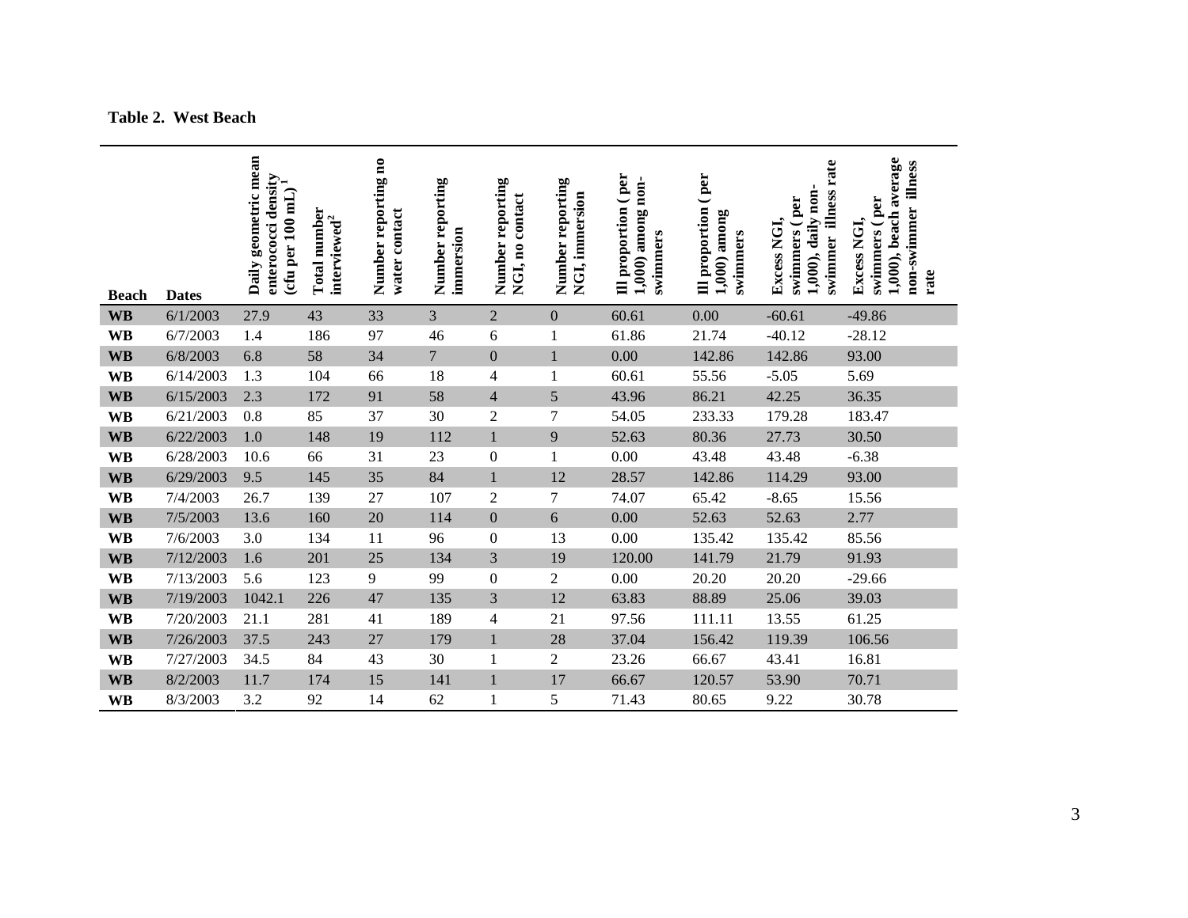**Table 2. West Beach**

| Beach | Dates | Daily geometric mean enterococci density (cfu per 100 mL)[1] | Total number interviewed[2] | Number reporting no water contact | Number reporting immersion | Number reporting NGI, no contact | Number reporting NGI, immersion | Ill proportion ( per 1,000) among non-swimmers | Ill proportion ( per 1,000) among swimmers | Excess NGI, swimmers ( per 1,000), daily non-swimmer illness rate | Excess NGI, swimmers ( per 1,000), beach average non-swimmer illness rate |
|---|---|---|---|---|---|---|---|---|---|---|---|
| WB | 6/1/2003 | 27.9 | 43 | 33 | 3 | 2 | 0 | 60.61 | 0.00 | -60.61 | -49.86 |
| WB | 6/7/2003 | 1.4 | 186 | 97 | 46 | 6 | 1 | 61.86 | 21.74 | -40.12 | -28.12 |
| WB | 6/8/2003 | 6.8 | 58 | 34 | 7 | 0 | 1 | 0.00 | 142.86 | 142.86 | 93.00 |
| WB | 6/14/2003 | 1.3 | 104 | 66 | 18 | 4 | 1 | 60.61 | 55.56 | -5.05 | 5.69 |
| WB | 6/15/2003 | 2.3 | 172 | 91 | 58 | 4 | 5 | 43.96 | 86.21 | 42.25 | 36.35 |
| WB | 6/21/2003 | 0.8 | 85 | 37 | 30 | 2 | 7 | 54.05 | 233.33 | 179.28 | 183.47 |
| WB | 6/22/2003 | 1.0 | 148 | 19 | 112 | 1 | 9 | 52.63 | 80.36 | 27.73 | 30.50 |
| WB | 6/28/2003 | 10.6 | 66 | 31 | 23 | 0 | 1 | 0.00 | 43.48 | 43.48 | -6.38 |
| WB | 6/29/2003 | 9.5 | 145 | 35 | 84 | 1 | 12 | 28.57 | 142.86 | 114.29 | 93.00 |
| WB | 7/4/2003 | 26.7 | 139 | 27 | 107 | 2 | 7 | 74.07 | 65.42 | -8.65 | 15.56 |
| WB | 7/5/2003 | 13.6 | 160 | 20 | 114 | 0 | 6 | 0.00 | 52.63 | 52.63 | 2.77 |
| WB | 7/6/2003 | 3.0 | 134 | 11 | 96 | 0 | 13 | 0.00 | 135.42 | 135.42 | 85.56 |
| WB | 7/12/2003 | 1.6 | 201 | 25 | 134 | 3 | 19 | 120.00 | 141.79 | 21.79 | 91.93 |
| WB | 7/13/2003 | 5.6 | 123 | 9 | 99 | 0 | 2 | 0.00 | 20.20 | 20.20 | -29.66 |
| WB | 7/19/2003 | 1042.1 | 226 | 47 | 135 | 3 | 12 | 63.83 | 88.89 | 25.06 | 39.03 |
| WB | 7/20/2003 | 21.1 | 281 | 41 | 189 | 4 | 21 | 97.56 | 111.11 | 13.55 | 61.25 |
| WB | 7/26/2003 | 37.5 | 243 | 27 | 179 | 1 | 28 | 37.04 | 156.42 | 119.39 | 106.56 |
| WB | 7/27/2003 | 34.5 | 84 | 43 | 30 | 1 | 2 | 23.26 | 66.67 | 43.41 | 16.81 |
| WB | 8/2/2003 | 11.7 | 174 | 15 | 141 | 1 | 17 | 66.67 | 120.57 | 53.90 | 70.71 |
| WB | 8/3/2003 | 3.2 | 92 | 14 | 62 | 1 | 5 | 71.43 | 80.65 | 9.22 | 30.78 |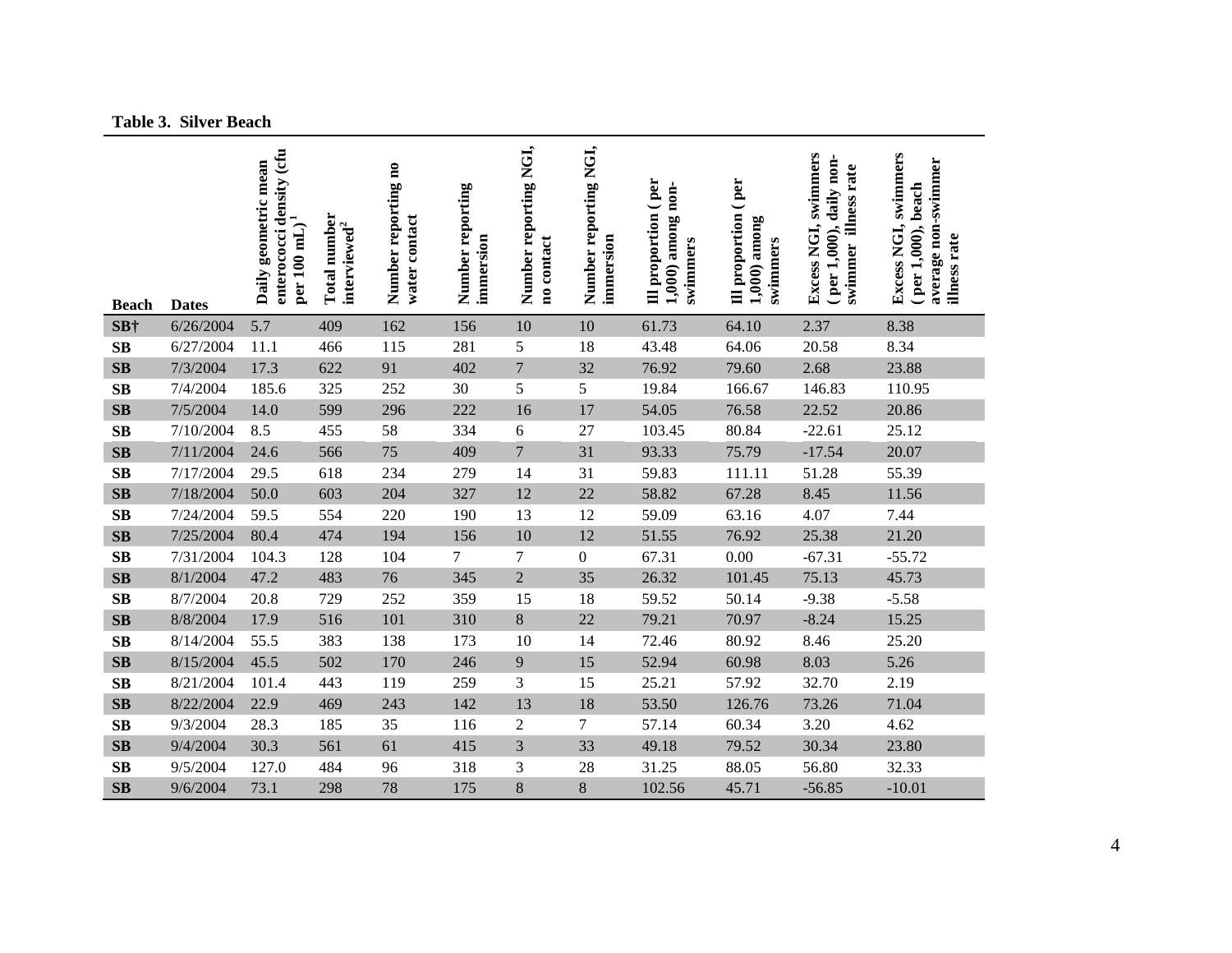**Table 3. Silver Beach**

| Beach | Dates | Daily geometric mean enterococci density (cfu per 100 mL)[1] | Total number interviewed[2] | Number reporting no water contact | Number reporting immersion | Number reporting NGI, no contact | Number reporting NGI, immersion | Ill proportion (per 1,000) among non-swimmers | Ill proportion (per 1,000) among swimmers | Excess NGI, swimmers (per 1,000), daily non-swimmer illness rate | Excess NGI, swimmers (per 1,000), beach average non-swimmer illness rate |
|---|---|---|---|---|---|---|---|---|---|---|---|
| **SB†** | 6/26/2004 | 5.7 | 409 | 162 | 156 | 10 | 10 | 61.73 | 64.10 | 2.37 | 8.38 |
| **SB** | 6/27/2004 | 11.1 | 466 | 115 | 281 | 5 | 18 | 43.48 | 64.06 | 20.58 | 8.34 |
| **SB** | 7/3/2004 | 17.3 | 622 | 91 | 402 | 7 | 32 | 76.92 | 79.60 | 2.68 | 23.88 |
| **SB** | 7/4/2004 | 185.6 | 325 | 252 | 30 | 5 | 5 | 19.84 | 166.67 | 146.83 | 110.95 |
| **SB** | 7/5/2004 | 14.0 | 599 | 296 | 222 | 16 | 17 | 54.05 | 76.58 | 22.52 | 20.86 |
| **SB** | 7/10/2004 | 8.5 | 455 | 58 | 334 | 6 | 27 | 103.45 | 80.84 | -22.61 | 25.12 |
| **SB** | 7/11/2004 | 24.6 | 566 | 75 | 409 | 7 | 31 | 93.33 | 75.79 | -17.54 | 20.07 |
| **SB** | 7/17/2004 | 29.5 | 618 | 234 | 279 | 14 | 31 | 59.83 | 111.11 | 51.28 | 55.39 |
| **SB** | 7/18/2004 | 50.0 | 603 | 204 | 327 | 12 | 22 | 58.82 | 67.28 | 8.45 | 11.56 |
| **SB** | 7/24/2004 | 59.5 | 554 | 220 | 190 | 13 | 12 | 59.09 | 63.16 | 4.07 | 7.44 |
| **SB** | 7/25/2004 | 80.4 | 474 | 194 | 156 | 10 | 12 | 51.55 | 76.92 | 25.38 | 21.20 |
| **SB** | 7/31/2004 | 104.3 | 128 | 104 | 7 | 7 | 0 | 67.31 | 0.00 | -67.31 | -55.72 |
| **SB** | 8/1/2004 | 47.2 | 483 | 76 | 345 | 2 | 35 | 26.32 | 101.45 | 75.13 | 45.73 |
| **SB** | 8/7/2004 | 20.8 | 729 | 252 | 359 | 15 | 18 | 59.52 | 50.14 | -9.38 | -5.58 |
| **SB** | 8/8/2004 | 17.9 | 516 | 101 | 310 | 8 | 22 | 79.21 | 70.97 | -8.24 | 15.25 |
| **SB** | 8/14/2004 | 55.5 | 383 | 138 | 173 | 10 | 14 | 72.46 | 80.92 | 8.46 | 25.20 |
| **SB** | 8/15/2004 | 45.5 | 502 | 170 | 246 | 9 | 15 | 52.94 | 60.98 | 8.03 | 5.26 |
| **SB** | 8/21/2004 | 101.4 | 443 | 119 | 259 | 3 | 15 | 25.21 | 57.92 | 32.70 | 2.19 |
| **SB** | 8/22/2004 | 22.9 | 469 | 243 | 142 | 13 | 18 | 53.50 | 126.76 | 73.26 | 71.04 |
| **SB** | 9/3/2004 | 28.3 | 185 | 35 | 116 | 2 | 7 | 57.14 | 60.34 | 3.20 | 4.62 |
| **SB** | 9/4/2004 | 30.3 | 561 | 61 | 415 | 3 | 33 | 49.18 | 79.52 | 30.34 | 23.80 |
| **SB** | 9/5/2004 | 127.0 | 484 | 96 | 318 | 3 | 28 | 31.25 | 88.05 | 56.80 | 32.33 |
| **SB** | 9/6/2004 | 73.1 | 298 | 78 | 175 | 8 | 8 | 102.56 | 45.71 | -56.85 | -10.01 |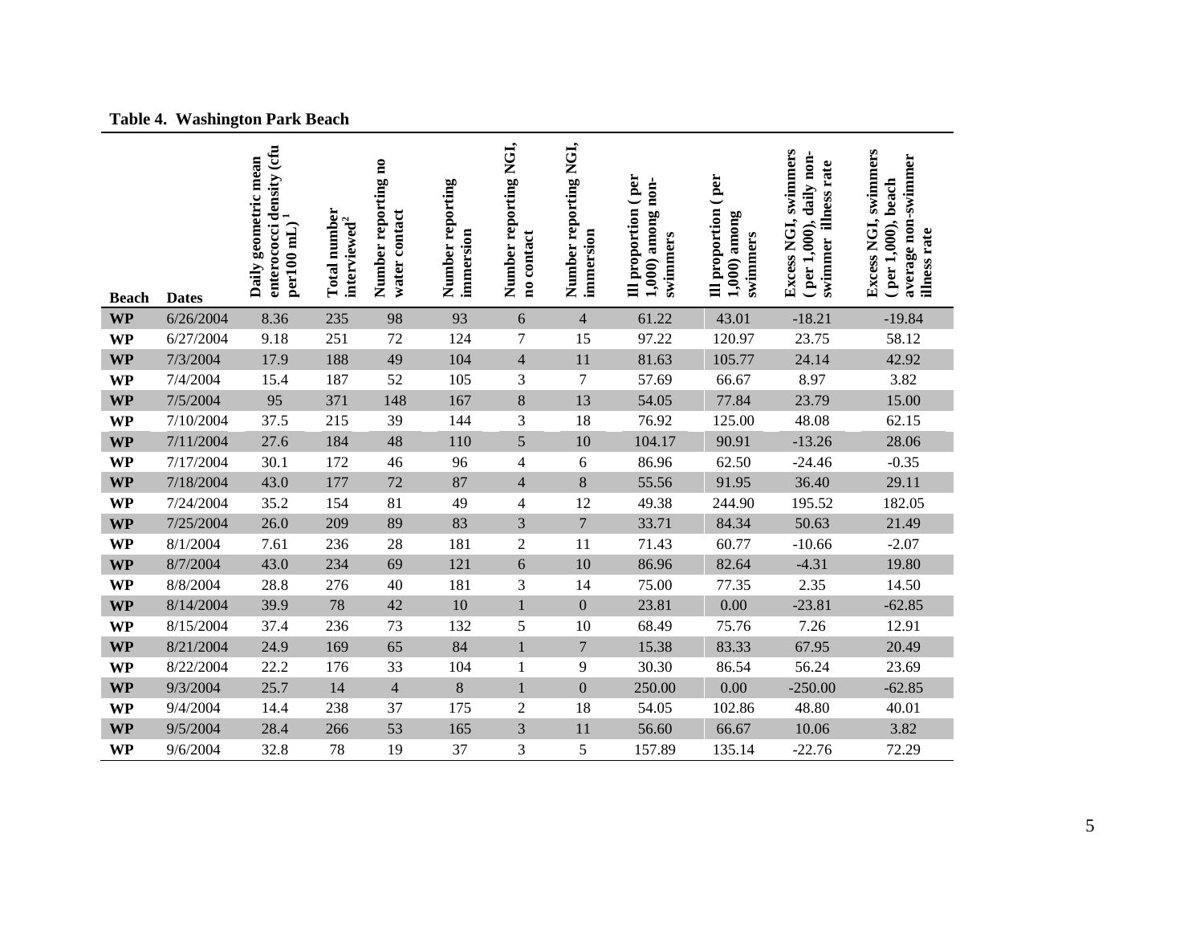**Table 4. Washington Park Beach**

| Beach | Dates | Daily geometric mean enterococci density (cfu per100 mL)[1] | Total number interviewed[2] | Number reporting no water contact | Number reporting immersion | Number reporting NGI, no contact | Number reporting NGI, immersion | Ill proportion ( per 1,000) among non-swimmers | Ill proportion ( per 1,000) among swimmers | Excess NGI, swimmers ( per 1,000), daily non-swimmer illness rate | Excess NGI, swimmers ( per 1,000), beach average non-swimmer illness rate |
|---|---|---|---|---|---|---|---|---|---|---|---|
| **WP** | 6/26/2004 | 8.36 | 235 | 98 | 93 | 6 | 4 | 61.22 | 43.01 | -18.21 | -19.84 |
| **WP** | 6/27/2004 | 9.18 | 251 | 72 | 124 | 7 | 15 | 97.22 | 120.97 | 23.75 | 58.12 |
| **WP** | 7/3/2004 | 17.9 | 188 | 49 | 104 | 4 | 11 | 81.63 | 105.77 | 24.14 | 42.92 |
| **WP** | 7/4/2004 | 15.4 | 187 | 52 | 105 | 3 | 7 | 57.69 | 66.67 | 8.97 | 3.82 |
| **WP** | 7/5/2004 | 95 | 371 | 148 | 167 | 8 | 13 | 54.05 | 77.84 | 23.79 | 15.00 |
| **WP** | 7/10/2004 | 37.5 | 215 | 39 | 144 | 3 | 18 | 76.92 | 125.00 | 48.08 | 62.15 |
| **WP** | 7/11/2004 | 27.6 | 184 | 48 | 110 | 5 | 10 | 104.17 | 90.91 | -13.26 | 28.06 |
| **WP** | 7/17/2004 | 30.1 | 172 | 46 | 96 | 4 | 6 | 86.96 | 62.50 | -24.46 | -0.35 |
| **WP** | 7/18/2004 | 43.0 | 177 | 72 | 87 | 4 | 8 | 55.56 | 91.95 | 36.40 | 29.11 |
| **WP** | 7/24/2004 | 35.2 | 154 | 81 | 49 | 4 | 12 | 49.38 | 244.90 | 195.52 | 182.05 |
| **WP** | 7/25/2004 | 26.0 | 209 | 89 | 83 | 3 | 7 | 33.71 | 84.34 | 50.63 | 21.49 |
| **WP** | 8/1/2004 | 7.61 | 236 | 28 | 181 | 2 | 11 | 71.43 | 60.77 | -10.66 | -2.07 |
| **WP** | 8/7/2004 | 43.0 | 234 | 69 | 121 | 6 | 10 | 86.96 | 82.64 | -4.31 | 19.80 |
| **WP** | 8/8/2004 | 28.8 | 276 | 40 | 181 | 3 | 14 | 75.00 | 77.35 | 2.35 | 14.50 |
| **WP** | 8/14/2004 | 39.9 | 78 | 42 | 10 | 1 | 0 | 23.81 | 0.00 | -23.81 | -62.85 |
| **WP** | 8/15/2004 | 37.4 | 236 | 73 | 132 | 5 | 10 | 68.49 | 75.76 | 7.26 | 12.91 |
| **WP** | 8/21/2004 | 24.9 | 169 | 65 | 84 | 1 | 7 | 15.38 | 83.33 | 67.95 | 20.49 |
| **WP** | 8/22/2004 | 22.2 | 176 | 33 | 104 | 1 | 9 | 30.30 | 86.54 | 56.24 | 23.69 |
| **WP** | 9/3/2004 | 25.7 | 14 | 4 | 8 | 1 | 0 | 250.00 | 0.00 | -250.00 | -62.85 |
| **WP** | 9/4/2004 | 14.4 | 238 | 37 | 175 | 2 | 18 | 54.05 | 102.86 | 48.80 | 40.01 |
| **WP** | 9/5/2004 | 28.4 | 266 | 53 | 165 | 3 | 11 | 56.60 | 66.67 | 10.06 | 3.82 |
| **WP** | 9/6/2004 | 32.8 | 78 | 19 | 37 | 3 | 5 | 157.89 | 135.14 | -22.76 | 72.29 |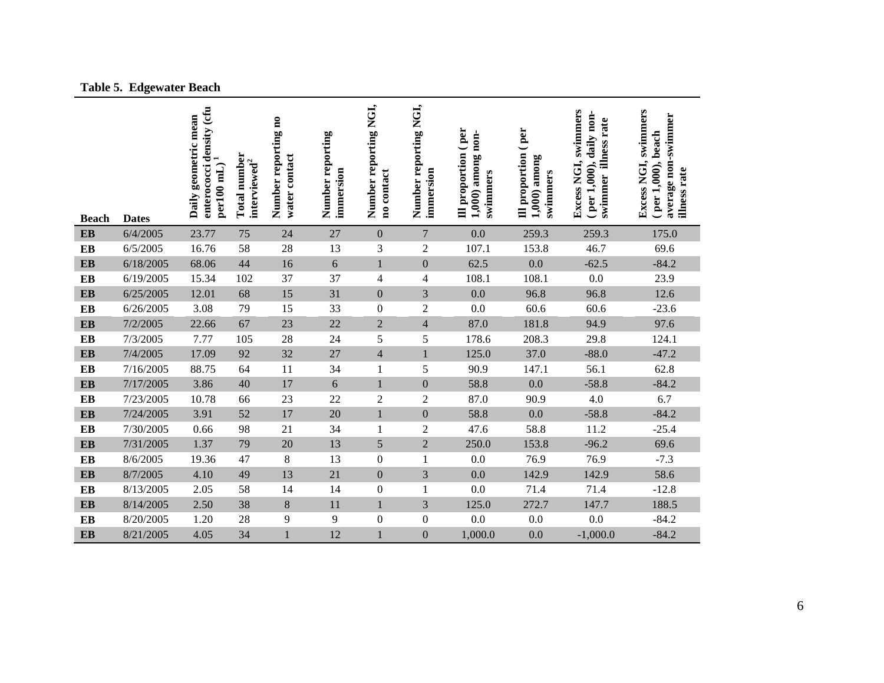**Table 5. Edgewater Beach**

| Beach | Dates | Daily geometric mean enterococci density (cfu per100 mL)[1] | Total number interviewed[2] | Number reporting no water contact | Number reporting immersion | Number reporting NGI, no contact | Number reporting NGI, immersion | Ill proportion ( per 1,000) among non-swimmers | Ill proportion ( per 1,000) among swimmers | Excess NGI, swimmers ( per 1,000), daily non-swimmer illness rate | Excess NGI, swimmers ( per 1,000), beach average non-swimmer illness rate |
|---|---|---|---|---|---|---|---|---|---|---|---|
| EB | 6/4/2005 | 23.77 | 75 | 24 | 27 | 0 | 7 | 0.0 | 259.3 | 259.3 | 175.0 |
| EB | 6/5/2005 | 16.76 | 58 | 28 | 13 | 3 | 2 | 107.1 | 153.8 | 46.7 | 69.6 |
| EB | 6/18/2005 | 68.06 | 44 | 16 | 6 | 1 | 0 | 62.5 | 0.0 | -62.5 | -84.2 |
| EB | 6/19/2005 | 15.34 | 102 | 37 | 37 | 4 | 4 | 108.1 | 108.1 | 0.0 | 23.9 |
| EB | 6/25/2005 | 12.01 | 68 | 15 | 31 | 0 | 3 | 0.0 | 96.8 | 96.8 | 12.6 |
| EB | 6/26/2005 | 3.08 | 79 | 15 | 33 | 0 | 2 | 0.0 | 60.6 | 60.6 | -23.6 |
| EB | 7/2/2005 | 22.66 | 67 | 23 | 22 | 2 | 4 | 87.0 | 181.8 | 94.9 | 97.6 |
| EB | 7/3/2005 | 7.77 | 105 | 28 | 24 | 5 | 5 | 178.6 | 208.3 | 29.8 | 124.1 |
| EB | 7/4/2005 | 17.09 | 92 | 32 | 27 | 4 | 1 | 125.0 | 37.0 | -88.0 | -47.2 |
| EB | 7/16/2005 | 88.75 | 64 | 11 | 34 | 1 | 5 | 90.9 | 147.1 | 56.1 | 62.8 |
| EB | 7/17/2005 | 3.86 | 40 | 17 | 6 | 1 | 0 | 58.8 | 0.0 | -58.8 | -84.2 |
| EB | 7/23/2005 | 10.78 | 66 | 23 | 22 | 2 | 2 | 87.0 | 90.9 | 4.0 | 6.7 |
| EB | 7/24/2005 | 3.91 | 52 | 17 | 20 | 1 | 0 | 58.8 | 0.0 | -58.8 | -84.2 |
| EB | 7/30/2005 | 0.66 | 98 | 21 | 34 | 1 | 2 | 47.6 | 58.8 | 11.2 | -25.4 |
| EB | 7/31/2005 | 1.37 | 79 | 20 | 13 | 5 | 2 | 250.0 | 153.8 | -96.2 | 69.6 |
| EB | 8/6/2005 | 19.36 | 47 | 8 | 13 | 0 | 1 | 0.0 | 76.9 | 76.9 | -7.3 |
| EB | 8/7/2005 | 4.10 | 49 | 13 | 21 | 0 | 3 | 0.0 | 142.9 | 142.9 | 58.6 |
| EB | 8/13/2005 | 2.05 | 58 | 14 | 14 | 0 | 1 | 0.0 | 71.4 | 71.4 | -12.8 |
| EB | 8/14/2005 | 2.50 | 38 | 8 | 11 | 1 | 3 | 125.0 | 272.7 | 147.7 | 188.5 |
| EB | 8/20/2005 | 1.20 | 28 | 9 | 9 | 0 | 0 | 0.0 | 0.0 | 0.0 | -84.2 |
| EB | 8/21/2005 | 4.05 | 34 | 1 | 12 | 1 | 0 | 1,000.0 | 0.0 | -1,000.0 | -84.2 |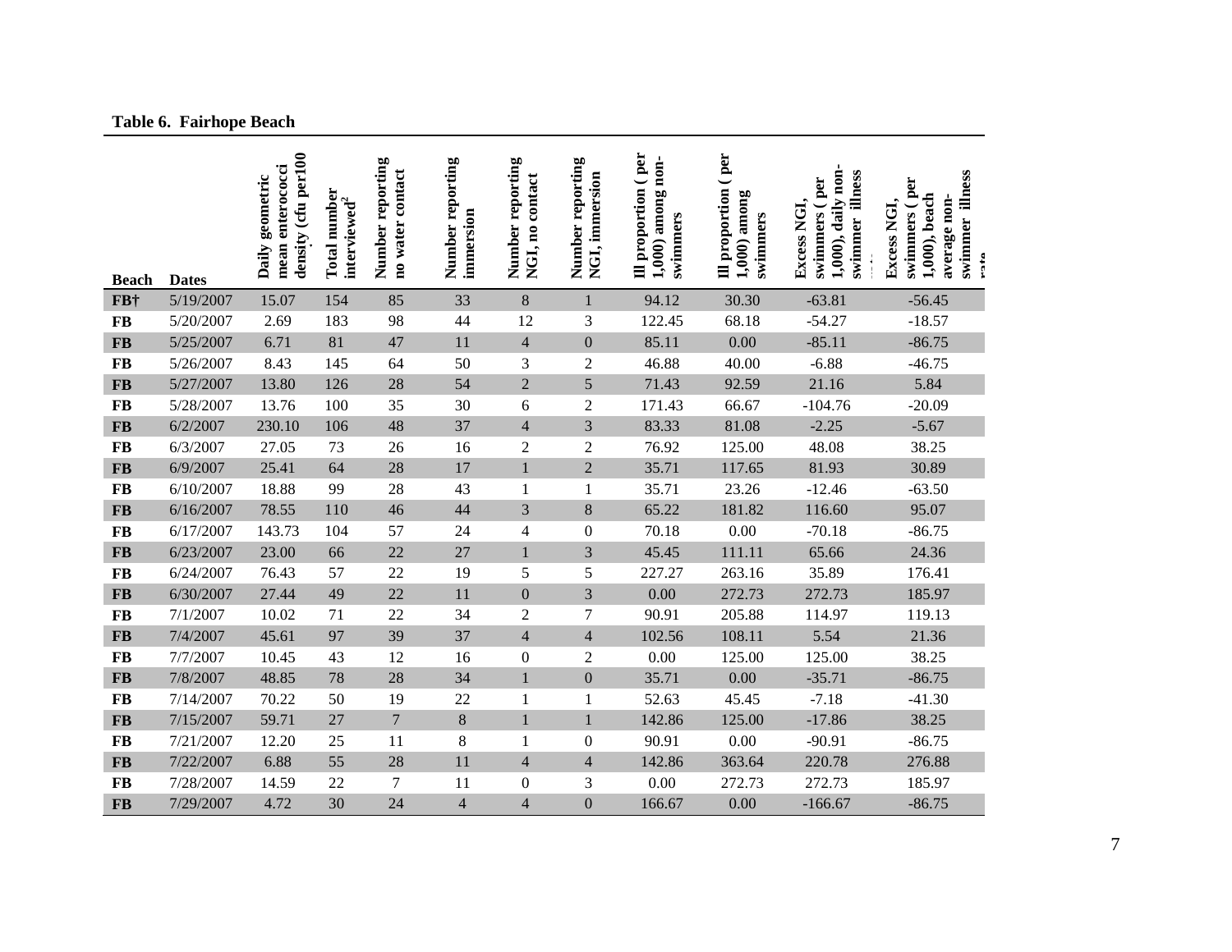**Table 6. Fairhope Beach**

| Beach | Dates | Daily geometric mean enterococci density (cfu per100 ml) | Total number interviewed[2] | Number reporting no water contact | Number reporting immersion | Number reporting NGI, no contact | Number reporting NGI, immersion | Ill proportion ( per 1,000) among non-swimmers | Ill proportion ( per 1,000) among swimmers | Excess NGI, swimmers ( per 1,000), daily non-swimmer illness rate | Excess NGI, swimmers ( per 1,000), beach average non-swimmer illness rate |
|---|---|---|---|---|---|---|---|---|---|---|---|
| FB† | 5/19/2007 | 15.07 | 154 | 85 | 33 | 8 | 1 | 94.12 | 30.30 | -63.81 | -56.45 |
| FB | 5/20/2007 | 2.69 | 183 | 98 | 44 | 12 | 3 | 122.45 | 68.18 | -54.27 | -18.57 |
| FB | 5/25/2007 | 6.71 | 81 | 47 | 11 | 4 | 0 | 85.11 | 0.00 | -85.11 | -86.75 |
| FB | 5/26/2007 | 8.43 | 145 | 64 | 50 | 3 | 2 | 46.88 | 40.00 | -6.88 | -46.75 |
| FB | 5/27/2007 | 13.80 | 126 | 28 | 54 | 2 | 5 | 71.43 | 92.59 | 21.16 | 5.84 |
| FB | 5/28/2007 | 13.76 | 100 | 35 | 30 | 6 | 2 | 171.43 | 66.67 | -104.76 | -20.09 |
| FB | 6/2/2007 | 230.10 | 106 | 48 | 37 | 4 | 3 | 83.33 | 81.08 | -2.25 | -5.67 |
| FB | 6/3/2007 | 27.05 | 73 | 26 | 16 | 2 | 2 | 76.92 | 125.00 | 48.08 | 38.25 |
| FB | 6/9/2007 | 25.41 | 64 | 28 | 17 | 1 | 2 | 35.71 | 117.65 | 81.93 | 30.89 |
| FB | 6/10/2007 | 18.88 | 99 | 28 | 43 | 1 | 1 | 35.71 | 23.26 | -12.46 | -63.50 |
| FB | 6/16/2007 | 78.55 | 110 | 46 | 44 | 3 | 8 | 65.22 | 181.82 | 116.60 | 95.07 |
| FB | 6/17/2007 | 143.73 | 104 | 57 | 24 | 4 | 0 | 70.18 | 0.00 | -70.18 | -86.75 |
| FB | 6/23/2007 | 23.00 | 66 | 22 | 27 | 1 | 3 | 45.45 | 111.11 | 65.66 | 24.36 |
| FB | 6/24/2007 | 76.43 | 57 | 22 | 19 | 5 | 5 | 227.27 | 263.16 | 35.89 | 176.41 |
| FB | 6/30/2007 | 27.44 | 49 | 22 | 11 | 0 | 3 | 0.00 | 272.73 | 272.73 | 185.97 |
| FB | 7/1/2007 | 10.02 | 71 | 22 | 34 | 2 | 7 | 90.91 | 205.88 | 114.97 | 119.13 |
| FB | 7/4/2007 | 45.61 | 97 | 39 | 37 | 4 | 4 | 102.56 | 108.11 | 5.54 | 21.36 |
| FB | 7/7/2007 | 10.45 | 43 | 12 | 16 | 0 | 2 | 0.00 | 125.00 | 125.00 | 38.25 |
| FB | 7/8/2007 | 48.85 | 78 | 28 | 34 | 1 | 0 | 35.71 | 0.00 | -35.71 | -86.75 |
| FB | 7/14/2007 | 70.22 | 50 | 19 | 22 | 1 | 1 | 52.63 | 45.45 | -7.18 | -41.30 |
| FB | 7/15/2007 | 59.71 | 27 | 7 | 8 | 1 | 1 | 142.86 | 125.00 | -17.86 | 38.25 |
| FB | 7/21/2007 | 12.20 | 25 | 11 | 8 | 1 | 0 | 90.91 | 0.00 | -90.91 | -86.75 |
| FB | 7/22/2007 | 6.88 | 55 | 28 | 11 | 4 | 4 | 142.86 | 363.64 | 220.78 | 276.88 |
| FB | 7/28/2007 | 14.59 | 22 | 7 | 11 | 0 | 3 | 0.00 | 272.73 | 272.73 | 185.97 |
| FB | 7/29/2007 | 4.72 | 30 | 24 | 4 | 4 | 0 | 166.67 | 0.00 | -166.67 | -86.75 |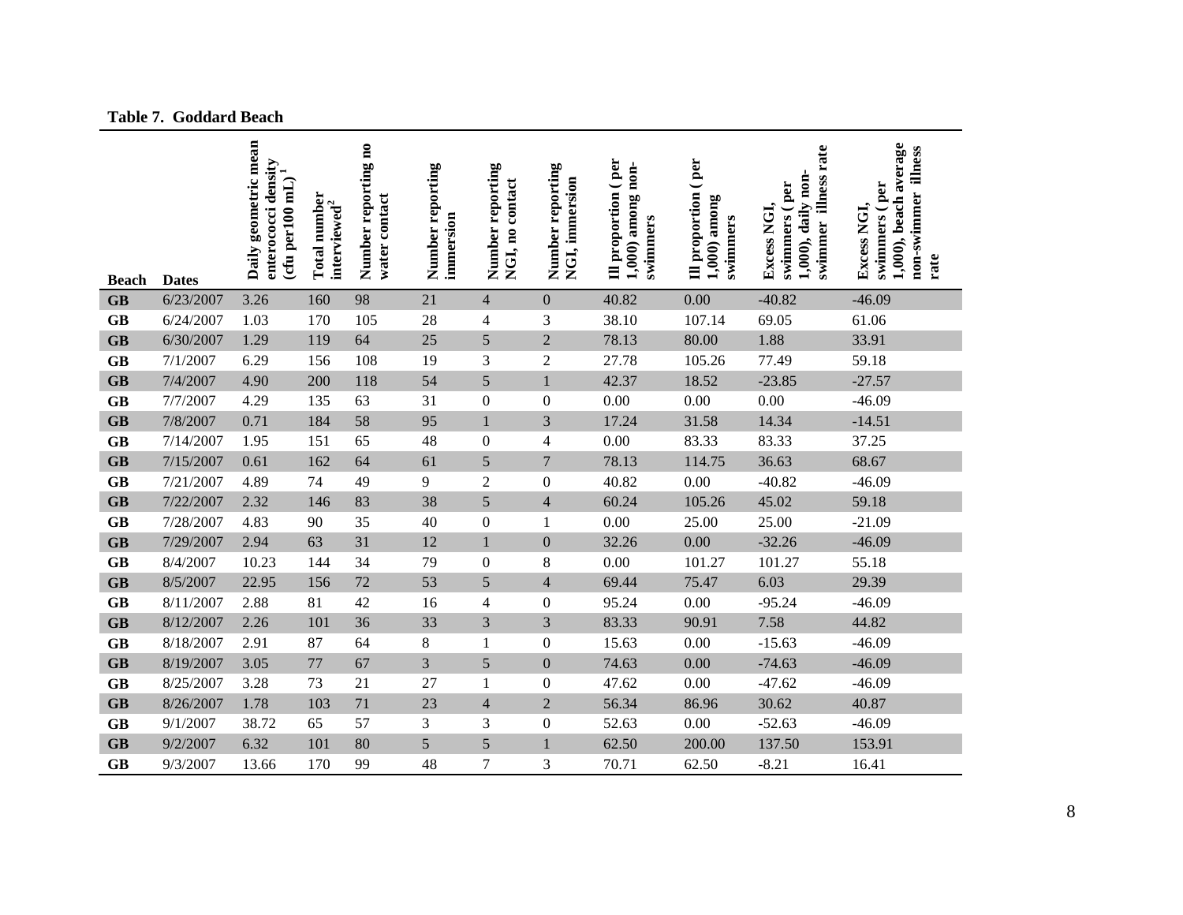**Table 7. Goddard Beach**

| Beach | Dates | Daily geometric mean enterococci density (cfu per100 mL)[1] | Total number interviewed[2] | Number reporting no water contact | Number reporting immersion | Number reporting NGI, no contact | Number reporting NGI, immersion | Ill proportion ( per 1,000) among non-swimmers | Ill proportion ( per 1,000) among swimmers | Excess NGI, swimmers ( per 1,000), daily non-swimmer illness rate | Excess NGI, swimmers ( per 1,000), beach average non-swimmer illness rate |
|---|---|---|---|---|---|---|---|---|---|---|---|
| **GB** | 6/23/2007 | 3.26 | 160 | 98 | 21 | 4 | 0 | 40.82 | 0.00 | -40.82 | -46.09 |
| **GB** | 6/24/2007 | 1.03 | 170 | 105 | 28 | 4 | 3 | 38.10 | 107.14 | 69.05 | 61.06 |
| **GB** | 6/30/2007 | 1.29 | 119 | 64 | 25 | 5 | 2 | 78.13 | 80.00 | 1.88 | 33.91 |
| **GB** | 7/1/2007 | 6.29 | 156 | 108 | 19 | 3 | 2 | 27.78 | 105.26 | 77.49 | 59.18 |
| **GB** | 7/4/2007 | 4.90 | 200 | 118 | 54 | 5 | 1 | 42.37 | 18.52 | -23.85 | -27.57 |
| **GB** | 7/7/2007 | 4.29 | 135 | 63 | 31 | 0 | 0 | 0.00 | 0.00 | 0.00 | -46.09 |
| **GB** | 7/8/2007 | 0.71 | 184 | 58 | 95 | 1 | 3 | 17.24 | 31.58 | 14.34 | -14.51 |
| **GB** | 7/14/2007 | 1.95 | 151 | 65 | 48 | 0 | 4 | 0.00 | 83.33 | 83.33 | 37.25 |
| **GB** | 7/15/2007 | 0.61 | 162 | 64 | 61 | 5 | 7 | 78.13 | 114.75 | 36.63 | 68.67 |
| **GB** | 7/21/2007 | 4.89 | 74 | 49 | 9 | 2 | 0 | 40.82 | 0.00 | -40.82 | -46.09 |
| **GB** | 7/22/2007 | 2.32 | 146 | 83 | 38 | 5 | 4 | 60.24 | 105.26 | 45.02 | 59.18 |
| **GB** | 7/28/2007 | 4.83 | 90 | 35 | 40 | 0 | 1 | 0.00 | 25.00 | 25.00 | -21.09 |
| **GB** | 7/29/2007 | 2.94 | 63 | 31 | 12 | 1 | 0 | 32.26 | 0.00 | -32.26 | -46.09 |
| **GB** | 8/4/2007 | 10.23 | 144 | 34 | 79 | 0 | 8 | 0.00 | 101.27 | 101.27 | 55.18 |
| **GB** | 8/5/2007 | 22.95 | 156 | 72 | 53 | 5 | 4 | 69.44 | 75.47 | 6.03 | 29.39 |
| **GB** | 8/11/2007 | 2.88 | 81 | 42 | 16 | 4 | 0 | 95.24 | 0.00 | -95.24 | -46.09 |
| **GB** | 8/12/2007 | 2.26 | 101 | 36 | 33 | 3 | 3 | 83.33 | 90.91 | 7.58 | 44.82 |
| **GB** | 8/18/2007 | 2.91 | 87 | 64 | 8 | 1 | 0 | 15.63 | 0.00 | -15.63 | -46.09 |
| **GB** | 8/19/2007 | 3.05 | 77 | 67 | 3 | 5 | 0 | 74.63 | 0.00 | -74.63 | -46.09 |
| **GB** | 8/25/2007 | 3.28 | 73 | 21 | 27 | 1 | 0 | 47.62 | 0.00 | -47.62 | -46.09 |
| **GB** | 8/26/2007 | 1.78 | 103 | 71 | 23 | 4 | 2 | 56.34 | 86.96 | 30.62 | 40.87 |
| **GB** | 9/1/2007 | 38.72 | 65 | 57 | 3 | 3 | 0 | 52.63 | 0.00 | -52.63 | -46.09 |
| **GB** | 9/2/2007 | 6.32 | 101 | 80 | 5 | 5 | 1 | 62.50 | 200.00 | 137.50 | 153.91 |
| **GB** | 9/3/2007 | 13.66 | 170 | 99 | 48 | 7 | 3 | 70.71 | 62.50 | -8.21 | 16.41 |